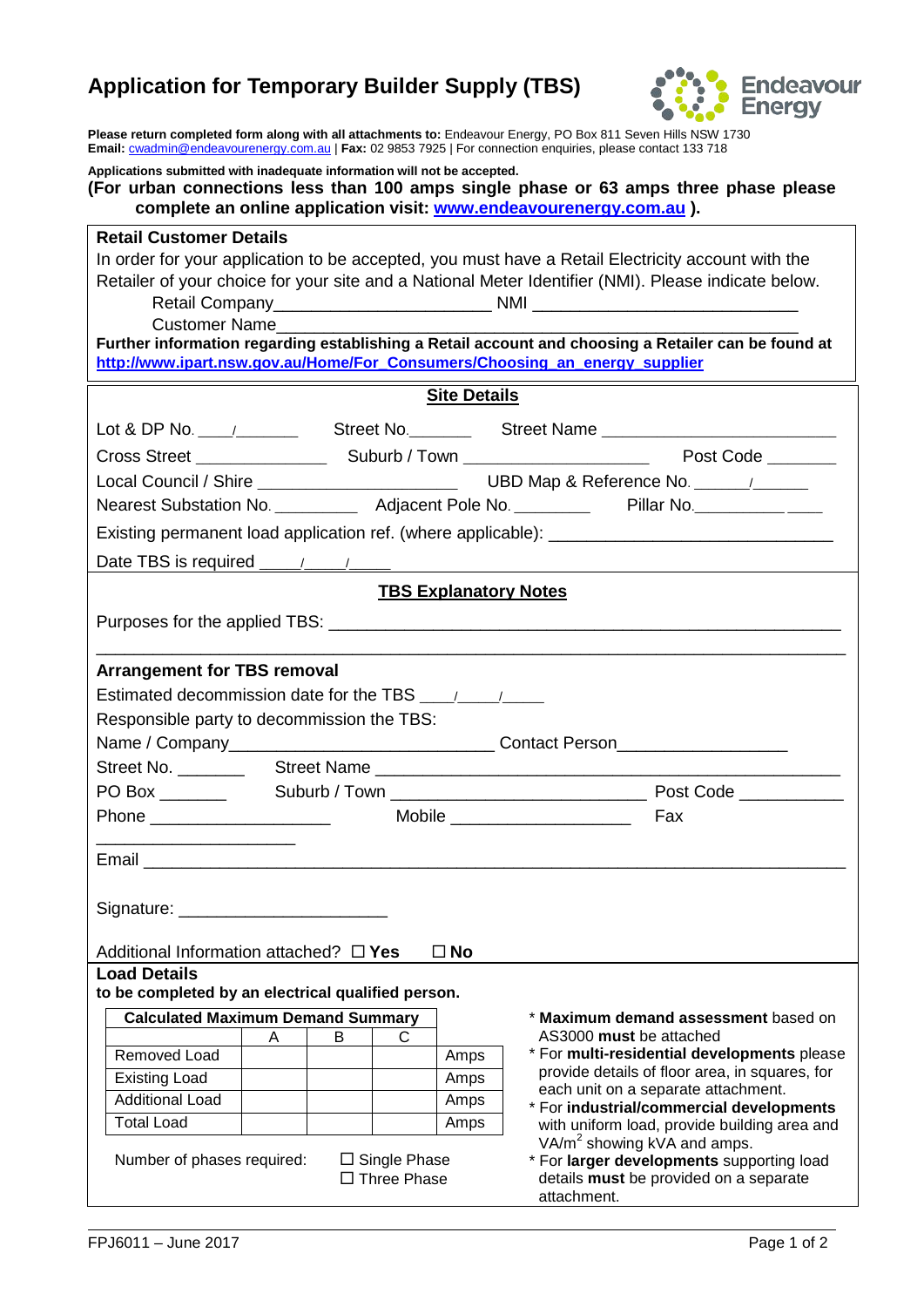# Application for Temporary Builder Supply (TBS)

**Please return completed form along with all attachments to:** Endeavour Energy, PO Box 811 Seven Hills NSW 1730
**Email:** cwadmin@endeavourenergy.com.au | **Fax:** 02 9853 7925 | For connection enquiries, please contact 133 718

**Applications submitted with inadequate information will not be accepted.**

**(For urban connections less than 100 amps single phase or 63 amps three phase please complete an online application visit: [www.endeavourenergy.com.au](http://www.endeavourenergy.com.au) ).**

## Retail Customer Details

In order for your application to be accepted, you must have a Retail Electricity account with the Retailer of your choice for your site and a National Meter Identifier (NMI). Please indicate below.

Retail Company______________________ NMI ___________________________

Customer Name____________________________________________________

**Further information regarding establishing a Retail account and choosing a Retailer can be found at [http://www.ipart.nsw.gov.au/Home/For_Consumers/Choosing_an_energy_supplier](http://www.ipart.nsw.gov.au/Home/For_Consumers/Choosing_an_energy_supplier)**

## Site Details

Lot & DP No. ____/_______ Street No._______ Street Name ________________________

Cross Street ______________ Suburb / Town ___________________ Post Code _______

Local Council / Shire _____________________ UBD Map & Reference No. ______/______

Nearest Substation No. _________ Adjacent Pole No. ________ Pillar No.______________

Existing permanent load application ref. (where applicable): _____________________________

Date TBS is required ____/____/____

## TBS Explanatory Notes

Purposes for the applied TBS: ________________________________________________________

______________________________________________________________________________

**Arrangement for TBS removal**

Estimated decommission date for the TBS ___/____/____

Responsible party to decommission the TBS:

Name / Company___________________________ Contact Person_________________

Street No. _______ Street Name ________________________________________________

PO Box _______ Suburb / Town __________________________ Post Code __________

Phone ___________________ Mobile ___________________ Fax _____________________

Email ______________________________________________________________________

Signature: _____________________

Additional Information attached? ☐ **Yes** ☐ **No**

## Load Details

**to be completed by an electrical qualified person.**

| **Calculated Maximum Demand Summary** | | | | |
|---|---|---|---|---|
| | A | B | C | |
| Removed Load | | | | Amps |
| Existing Load | | | | Amps |
| Additional Load | | | | Amps |
| Total Load | | | | Amps |

Number of phases required: ☐ Single Phase ☐ Three Phase

- * **Maximum demand assessment** based on AS3000 **must** be attached
- * For **multi-residential developments** please provide details of floor area, in squares, for each unit on a separate attachment.
- * For **industrial/commercial developments** with uniform load, provide building area and VA/$m^2$ showing kVA and amps.
- * For **larger developments** supporting load details **must** be provided on a separate attachment.

FPJ6011 – June 2017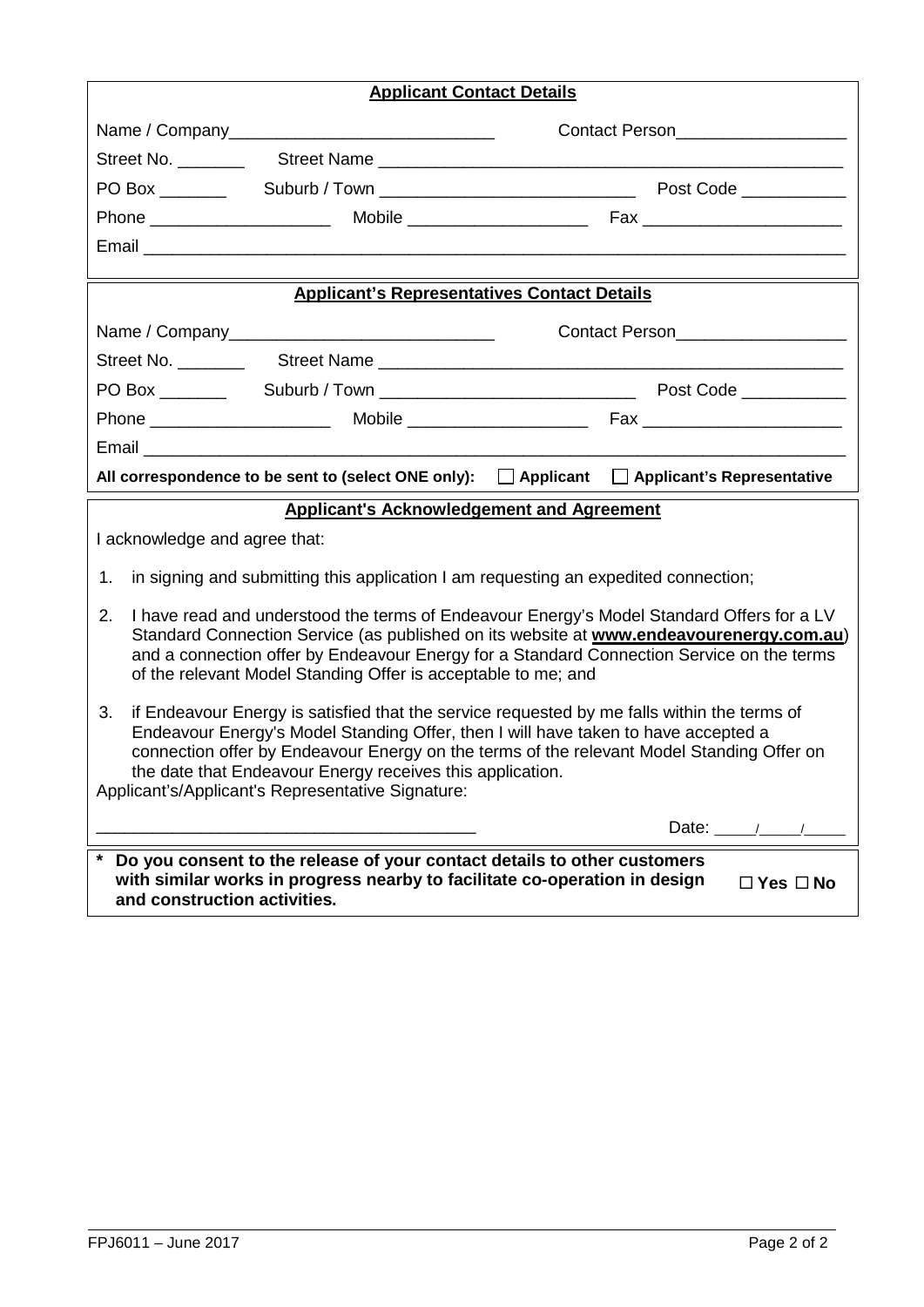**Applicant Contact Details**

Name / Company____________________________ Contact Person__________________

Street No. _______ Street Name _______________________________________________

PO Box _______ Suburb / Town __________________________ Post Code ___________

Phone ___________________ Mobile ___________________ Fax _____________________

Email ___________________________________________________________________________

**Applicant's Representatives Contact Details**

Name / Company____________________________ Contact Person__________________

Street No. _______ Street Name _______________________________________________

PO Box _______ Suburb / Town __________________________ Post Code ___________

Phone ___________________ Mobile ___________________ Fax _____________________

Email ___________________________________________________________________________

**All correspondence to be sent to (select ONE only):** ☐ **Applicant** ☐ **Applicant's Representative**

**Applicant's Acknowledgement and Agreement**

I acknowledge and agree that:

1. in signing and submitting this application I am requesting an expedited connection;
2. I have read and understood the terms of Endeavour Energy's Model Standard Offers for a LV Standard Connection Service (as published on its website at **www.endeavourenergy.com.au**) and a connection offer by Endeavour Energy for a Standard Connection Service on the terms of the relevant Model Standing Offer is acceptable to me; and
3. if Endeavour Energy is satisfied that the service requested by me falls within the terms of Endeavour Energy's Model Standing Offer, then I will have taken to have accepted a connection offer by Endeavour Energy on the terms of the relevant Model Standing Offer on the date that Endeavour Energy receives this application.

Applicant's/Applicant's Representative Signature:

_______________________________________ Date: ____/____/____

**\* Do you consent to the release of your contact details to other customers with similar works in progress nearby to facilitate co-operation in design and construction activities.** ☐ **Yes** ☐ **No**

FPJ6011 – June 2017